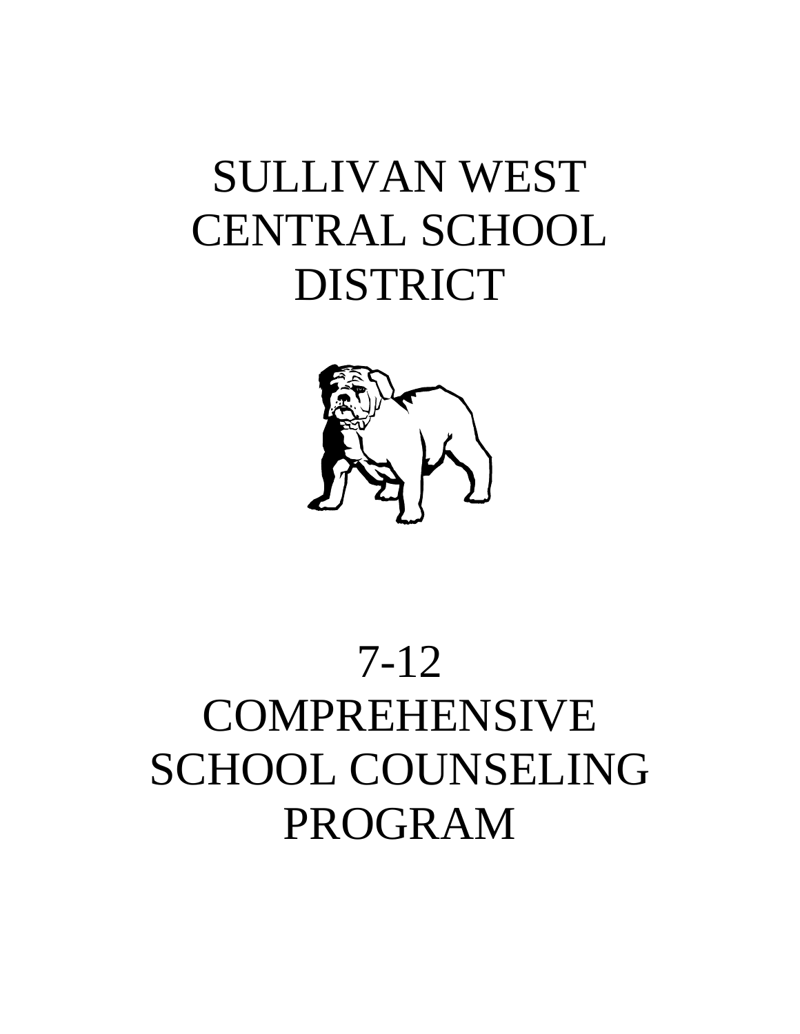# SULLIVAN WEST CENTRAL SCHOOL DISTRICT

# 7-12 COMPREHENSIVE SCHOOL COUNSELING PROGRAM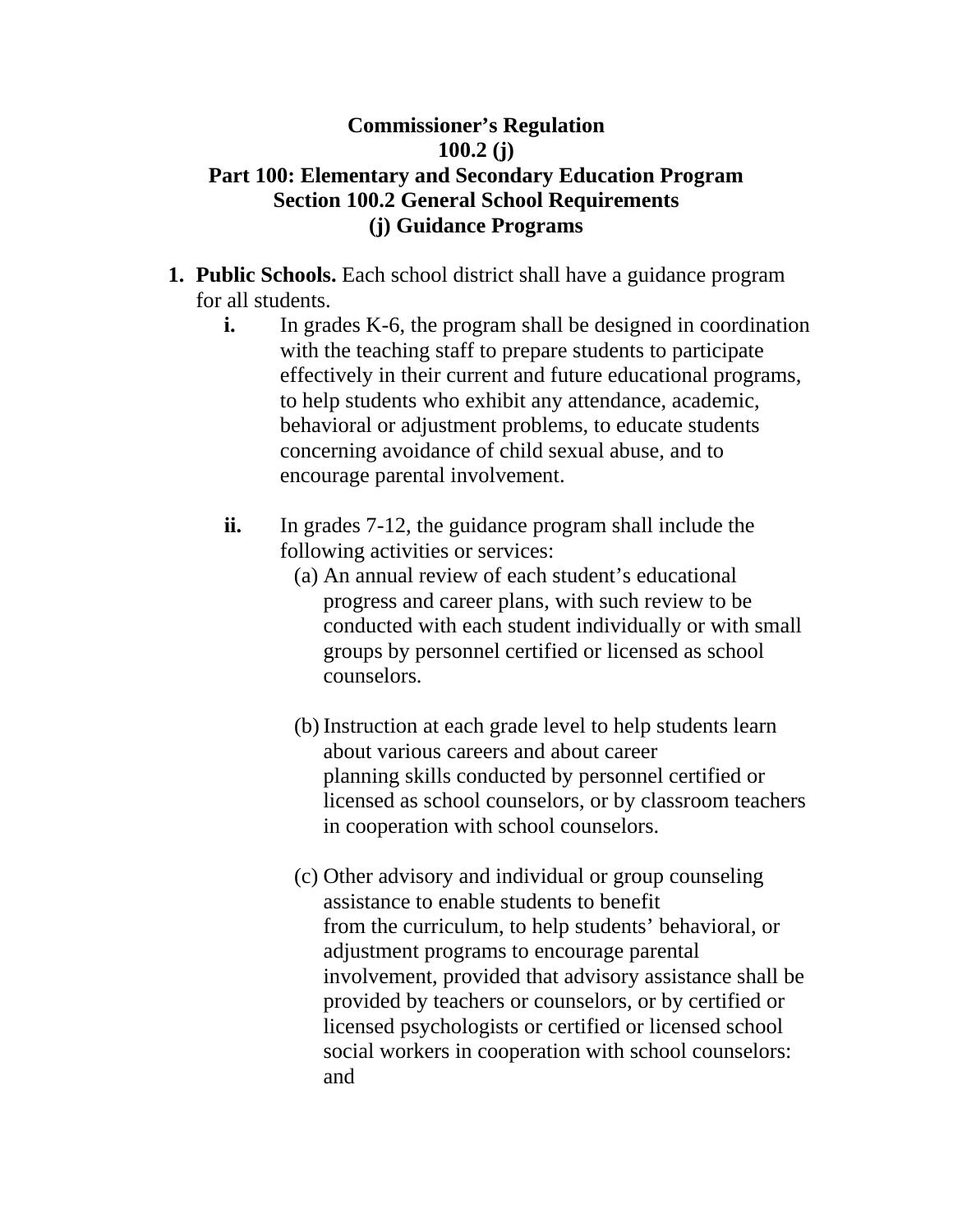**Commissioner's Regulation**
**100.2 (j)**
**Part 100: Elementary and Secondary Education Program**
**Section 100.2 General School Requirements**
**(j) Guidance Programs**

1. **Public Schools.** Each school district shall have a guidance program for all students.
   - **i.** In grades K-6, the program shall be designed in coordination with the teaching staff to prepare students to participate effectively in their current and future educational programs, to help students who exhibit any attendance, academic, behavioral or adjustment problems, to educate students concerning avoidance of child sexual abuse, and to encourage parental involvement.

   - **ii.** In grades 7-12, the guidance program shall include the following activities or services:
     - (a) An annual review of each student's educational progress and career plans, with such review to be conducted with each student individually or with small groups by personnel certified or licensed as school counselors.

     - (b) Instruction at each grade level to help students learn about various careers and about career planning skills conducted by personnel certified or licensed as school counselors, or by classroom teachers in cooperation with school counselors.

     - (c) Other advisory and individual or group counseling assistance to enable students to benefit from the curriculum, to help students' behavioral, or adjustment programs to encourage parental involvement, provided that advisory assistance shall be provided by teachers or counselors, or by certified or licensed psychologists or certified or licensed school social workers in cooperation with school counselors: and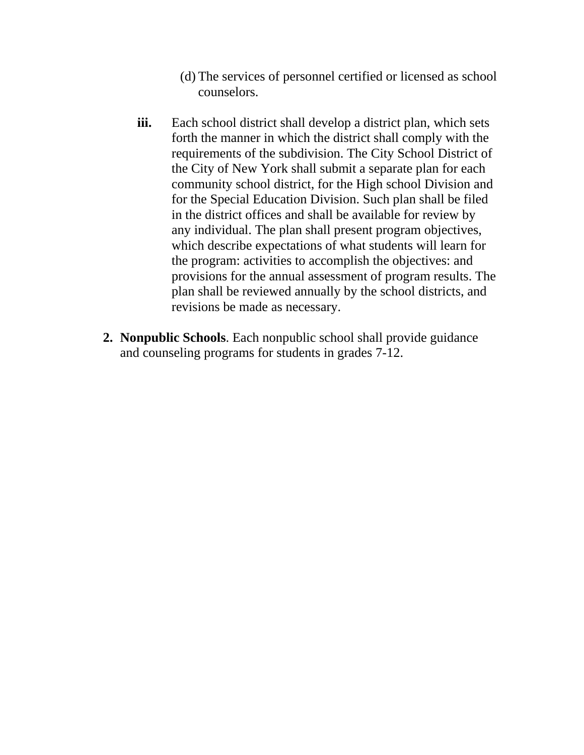(d) The services of personnel certified or licensed as school counselors.

**iii.** Each school district shall develop a district plan, which sets forth the manner in which the district shall comply with the requirements of the subdivision. The City School District of the City of New York shall submit a separate plan for each community school district, for the High school Division and for the Special Education Division. Such plan shall be filed in the district offices and shall be available for review by any individual. The plan shall present program objectives, which describe expectations of what students will learn for the program: activities to accomplish the objectives: and provisions for the annual assessment of program results. The plan shall be reviewed annually by the school districts, and revisions be made as necessary.

2. **Nonpublic Schools**. Each nonpublic school shall provide guidance and counseling programs for students in grades 7-12.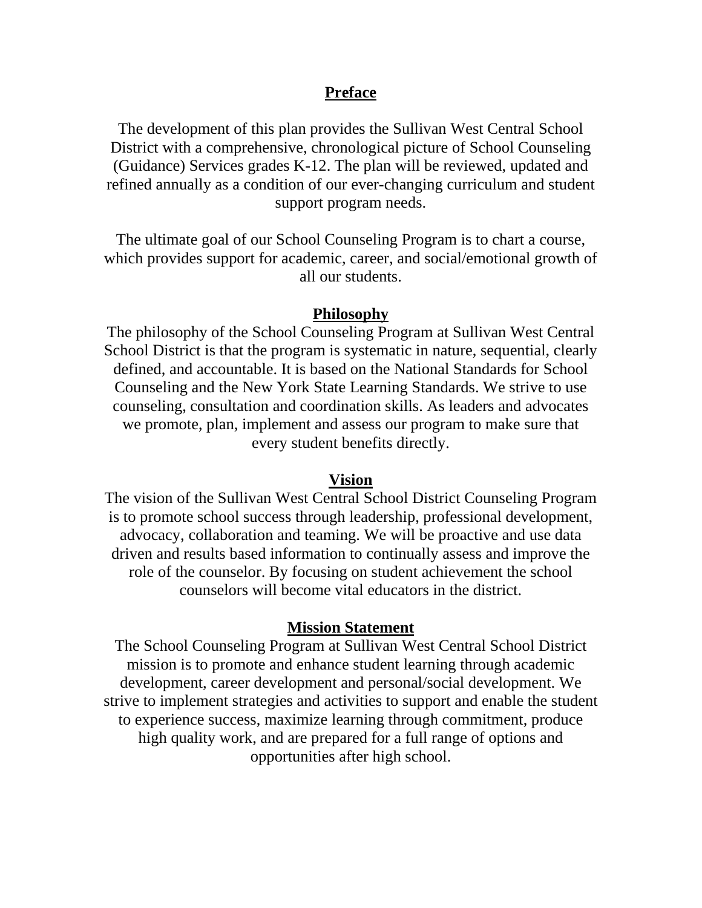## Preface

The development of this plan provides the Sullivan West Central School District with a comprehensive, chronological picture of School Counseling (Guidance) Services grades K-12. The plan will be reviewed, updated and refined annually as a condition of our ever-changing curriculum and student support program needs.

The ultimate goal of our School Counseling Program is to chart a course, which provides support for academic, career, and social/emotional growth of all our students.

## Philosophy

The philosophy of the School Counseling Program at Sullivan West Central School District is that the program is systematic in nature, sequential, clearly defined, and accountable. It is based on the National Standards for School Counseling and the New York State Learning Standards. We strive to use counseling, consultation and coordination skills. As leaders and advocates we promote, plan, implement and assess our program to make sure that every student benefits directly.

## Vision

The vision of the Sullivan West Central School District Counseling Program is to promote school success through leadership, professional development, advocacy, collaboration and teaming. We will be proactive and use data driven and results based information to continually assess and improve the role of the counselor. By focusing on student achievement the school counselors will become vital educators in the district.

## Mission Statement

The School Counseling Program at Sullivan West Central School District mission is to promote and enhance student learning through academic development, career development and personal/social development. We strive to implement strategies and activities to support and enable the student to experience success, maximize learning through commitment, produce high quality work, and are prepared for a full range of options and opportunities after high school.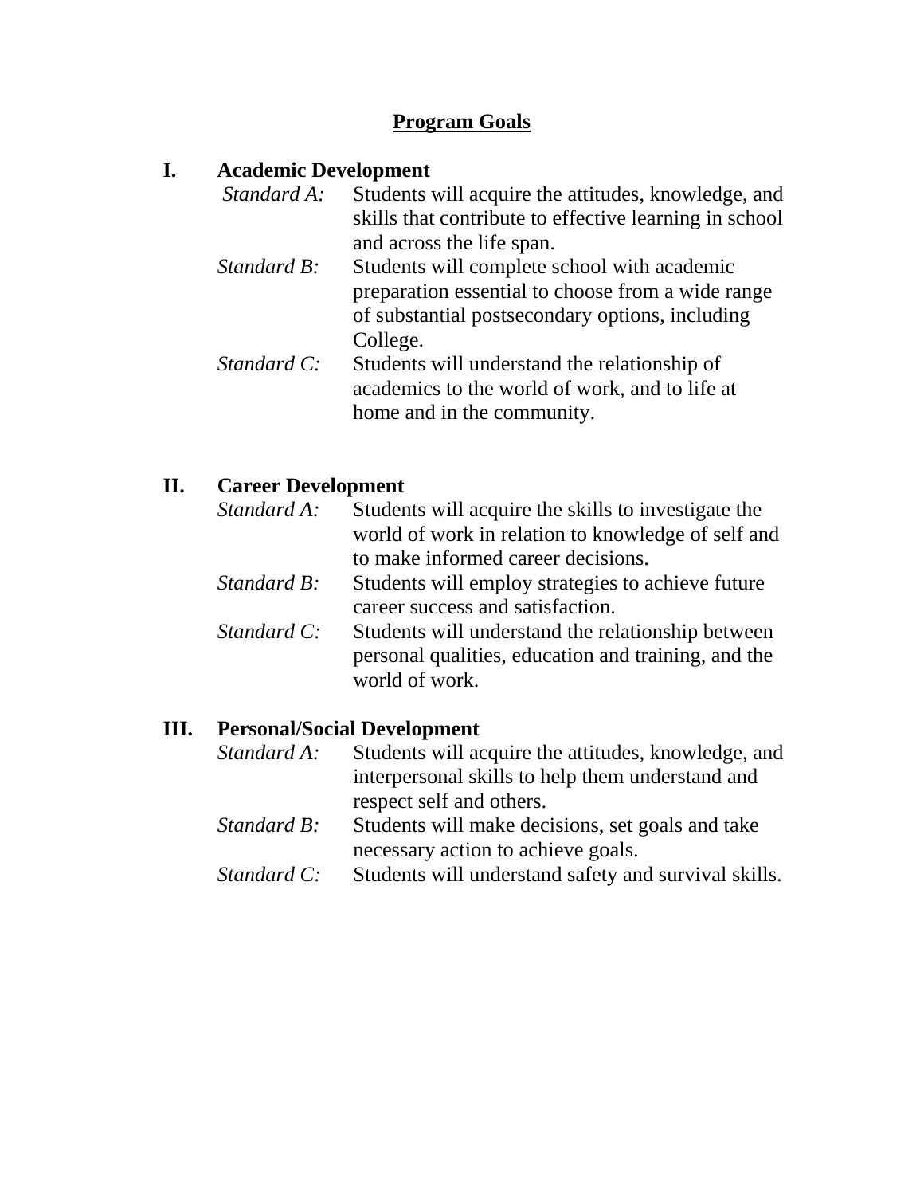# Program Goals

## I. Academic Development

*Standard A:* Students will acquire the attitudes, knowledge, and skills that contribute to effective learning in school and across the life span.

*Standard B:* Students will complete school with academic preparation essential to choose from a wide range of substantial postsecondary options, including College.

*Standard C:* Students will understand the relationship of academics to the world of work, and to life at home and in the community.

## II. Career Development

*Standard A:* Students will acquire the skills to investigate the world of work in relation to knowledge of self and to make informed career decisions.

*Standard B:* Students will employ strategies to achieve future career success and satisfaction.

*Standard C:* Students will understand the relationship between personal qualities, education and training, and the world of work.

## III. Personal/Social Development

*Standard A:* Students will acquire the attitudes, knowledge, and interpersonal skills to help them understand and respect self and others.

*Standard B:* Students will make decisions, set goals and take necessary action to achieve goals.

*Standard C:* Students will understand safety and survival skills.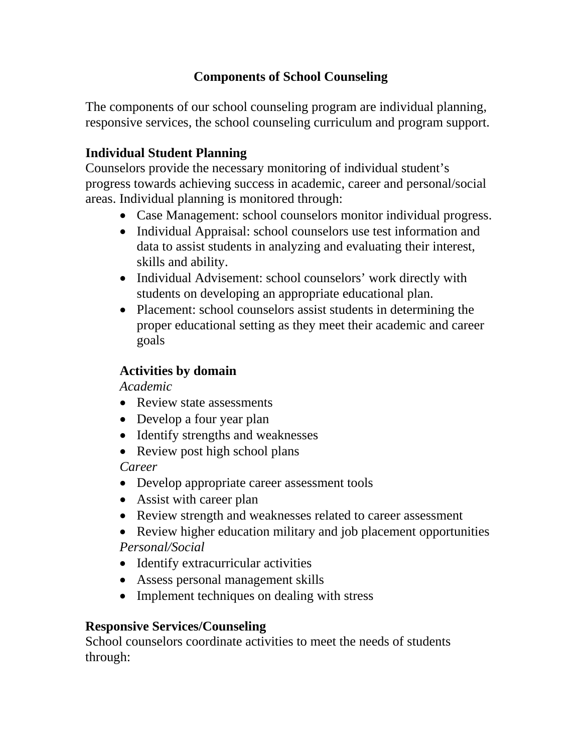# Components of School Counseling

The components of our school counseling program are individual planning, responsive services, the school counseling curriculum and program support.

## Individual Student Planning

Counselors provide the necessary monitoring of individual student's progress towards achieving success in academic, career and personal/social areas. Individual planning is monitored through:

- Case Management: school counselors monitor individual progress.
- Individual Appraisal: school counselors use test information and data to assist students in analyzing and evaluating their interest, skills and ability.
- Individual Advisement: school counselors' work directly with students on developing an appropriate educational plan.
- Placement: school counselors assist students in determining the proper educational setting as they meet their academic and career goals

### Activities by domain

*Academic*

- Review state assessments
- Develop a four year plan
- Identify strengths and weaknesses
- Review post high school plans

*Career*

- Develop appropriate career assessment tools
- Assist with career plan
- Review strength and weaknesses related to career assessment
- Review higher education military and job placement opportunities

*Personal/Social*

- Identify extracurricular activities
- Assess personal management skills
- Implement techniques on dealing with stress

## Responsive Services/Counseling

School counselors coordinate activities to meet the needs of students through: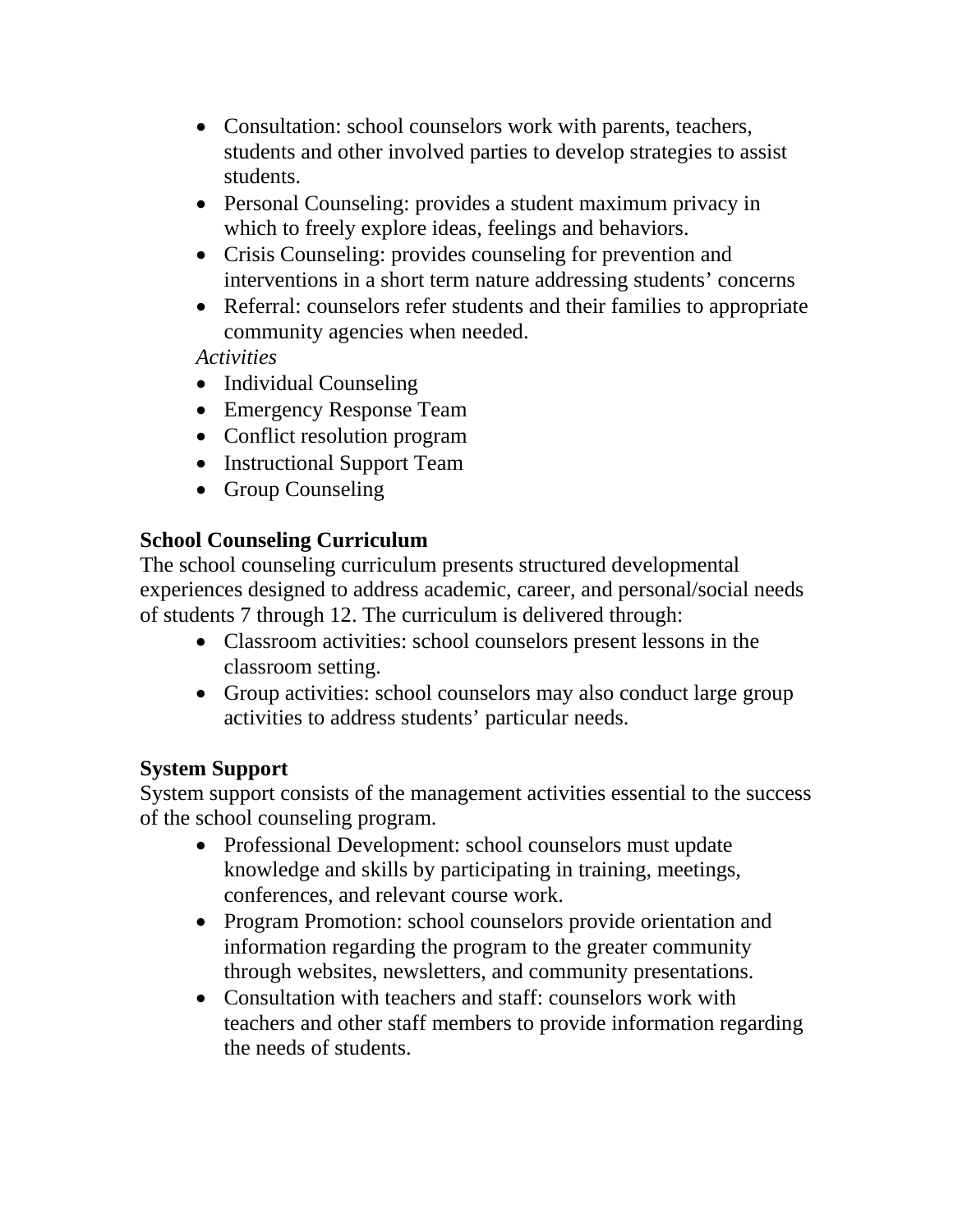- Consultation: school counselors work with parents, teachers, students and other involved parties to develop strategies to assist students.
- Personal Counseling: provides a student maximum privacy in which to freely explore ideas, feelings and behaviors.
- Crisis Counseling: provides counseling for prevention and interventions in a short term nature addressing students' concerns
- Referral: counselors refer students and their families to appropriate community agencies when needed.

*Activities*

- Individual Counseling
- Emergency Response Team
- Conflict resolution program
- Instructional Support Team
- Group Counseling

**School Counseling Curriculum**

The school counseling curriculum presents structured developmental experiences designed to address academic, career, and personal/social needs of students 7 through 12. The curriculum is delivered through:

- Classroom activities: school counselors present lessons in the classroom setting.
- Group activities: school counselors may also conduct large group activities to address students' particular needs.

**System Support**

System support consists of the management activities essential to the success of the school counseling program.

- Professional Development: school counselors must update knowledge and skills by participating in training, meetings, conferences, and relevant course work.
- Program Promotion: school counselors provide orientation and information regarding the program to the greater community through websites, newsletters, and community presentations.
- Consultation with teachers and staff: counselors work with teachers and other staff members to provide information regarding the needs of students.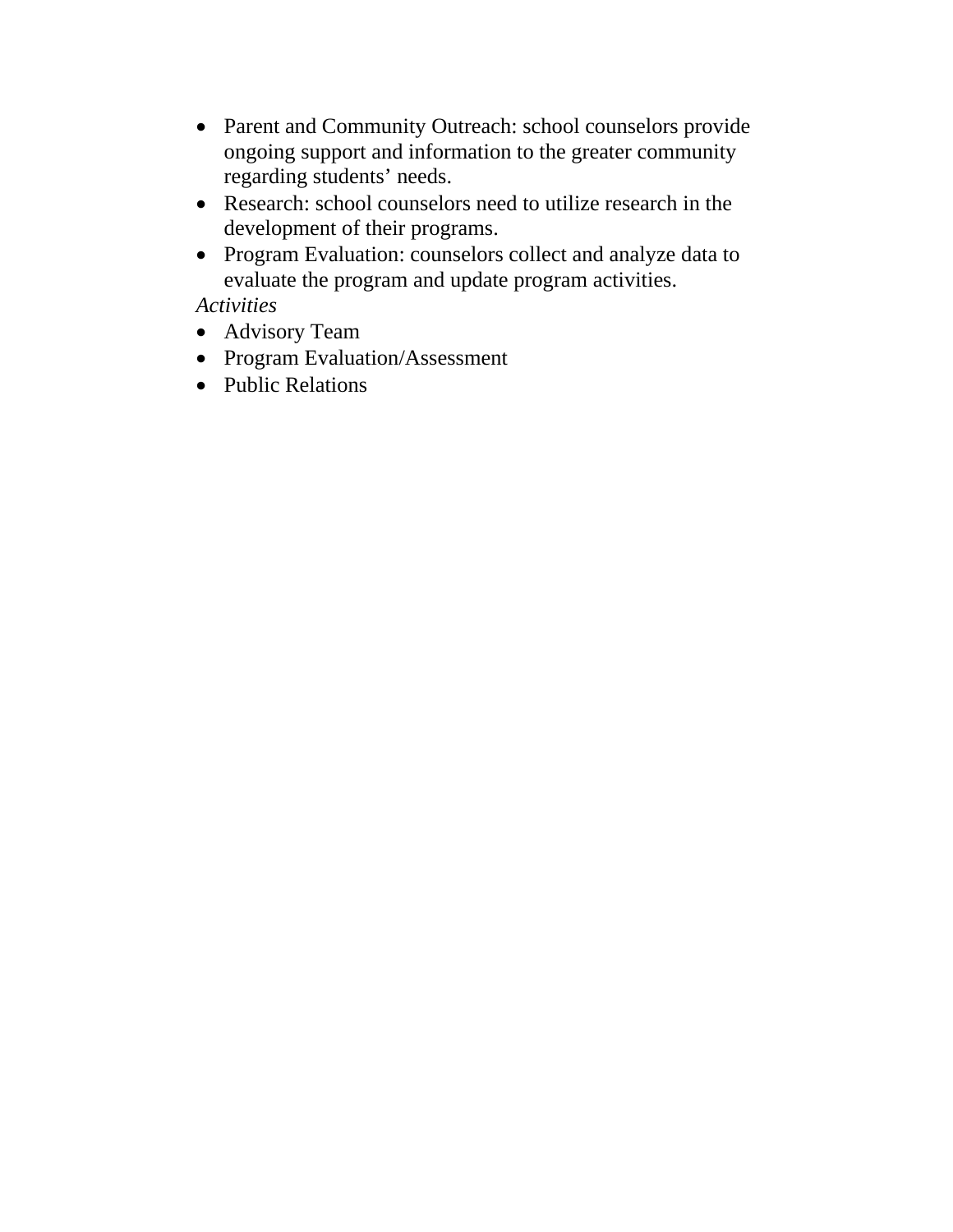- Parent and Community Outreach: school counselors provide ongoing support and information to the greater community regarding students' needs.
- Research: school counselors need to utilize research in the development of their programs.
- Program Evaluation: counselors collect and analyze data to evaluate the program and update program activities.

*Activities*

- Advisory Team
- Program Evaluation/Assessment
- Public Relations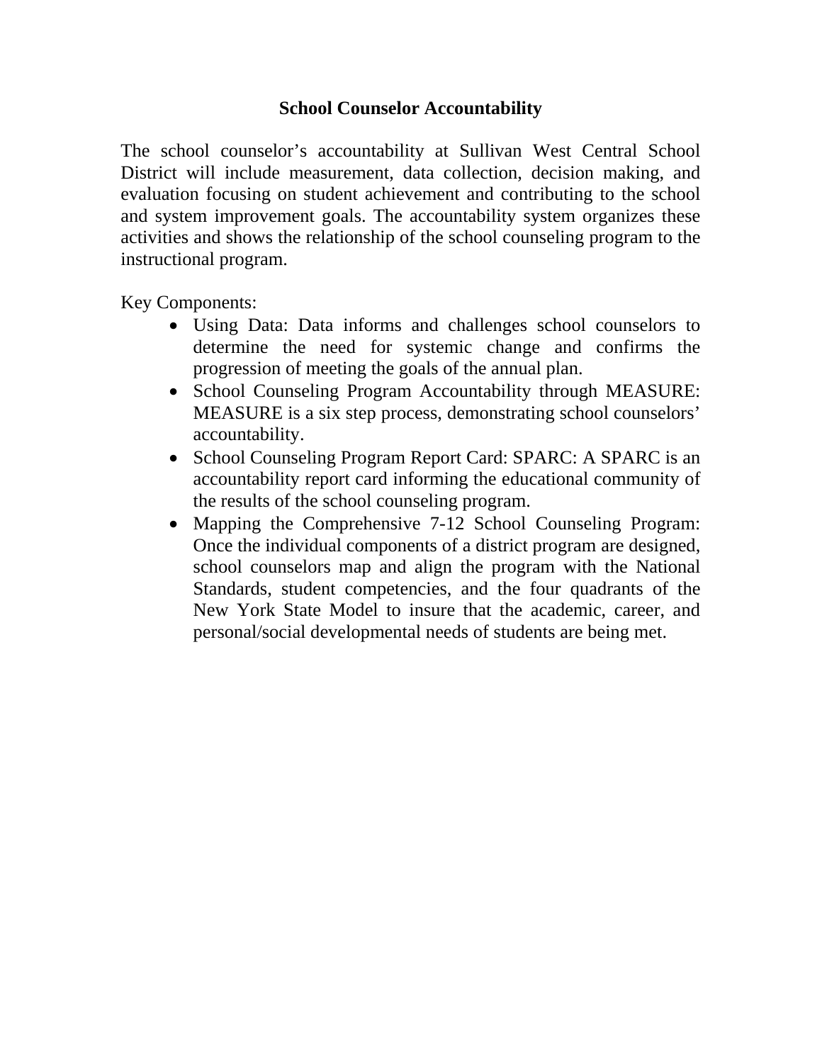# School Counselor Accountability

The school counselor's accountability at Sullivan West Central School District will include measurement, data collection, decision making, and evaluation focusing on student achievement and contributing to the school and system improvement goals. The accountability system organizes these activities and shows the relationship of the school counseling program to the instructional program.

Key Components:

- Using Data: Data informs and challenges school counselors to determine the need for systemic change and confirms the progression of meeting the goals of the annual plan.
- School Counseling Program Accountability through MEASURE: MEASURE is a six step process, demonstrating school counselors' accountability.
- School Counseling Program Report Card: SPARC: A SPARC is an accountability report card informing the educational community of the results of the school counseling program.
- Mapping the Comprehensive 7-12 School Counseling Program: Once the individual components of a district program are designed, school counselors map and align the program with the National Standards, student competencies, and the four quadrants of the New York State Model to insure that the academic, career, and personal/social developmental needs of students are being met.